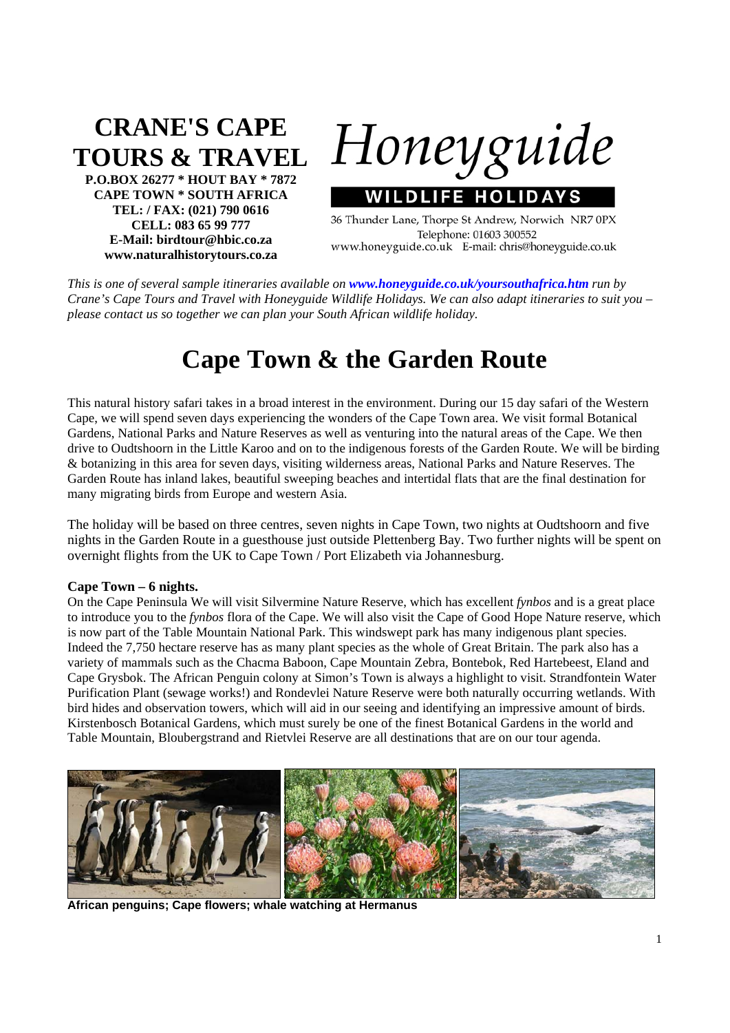**CRANE'S CAPE TOURS & TRAVEL**
**P.O.BOX 26277 * HOUT BAY * 7872**
**CAPE TOWN * SOUTH AFRICA**
**TEL: / FAX: (021) 790 0616**
**CELL: 083 65 99 777**
**E-Mail: birdtour@hbic.co.za**
**www.naturalhistorytours.co.za**

*Honeyguide*

**WILDLIFE HOLIDAYS**

36 Thunder Lane, Thorpe St Andrew, Norwich NR7 0PX
Telephone: 01603 300552
www.honeyguide.co.uk E-mail: chris@honeyguide.co.uk

*This is one of several sample itineraries available on* ***www.honeyguide.co.uk/yoursouthafrica.htm*** *run by Crane's Cape Tours and Travel with Honeyguide Wildlife Holidays. We can also adapt itineraries to suit you – please contact us so together we can plan your South African wildlife holiday.*

# Cape Town & the Garden Route

This natural history safari takes in a broad interest in the environment. During our 15 day safari of the Western Cape, we will spend seven days experiencing the wonders of the Cape Town area. We visit formal Botanical Gardens, National Parks and Nature Reserves as well as venturing into the natural areas of the Cape. We then drive to Oudtshoorn in the Little Karoo and on to the indigenous forests of the Garden Route. We will be birding & botanizing in this area for seven days, visiting wilderness areas, National Parks and Nature Reserves. The Garden Route has inland lakes, beautiful sweeping beaches and intertidal flats that are the final destination for many migrating birds from Europe and western Asia.

The holiday will be based on three centres, seven nights in Cape Town, two nights at Oudtshoorn and five nights in the Garden Route in a guesthouse just outside Plettenberg Bay. Two further nights will be spent on overnight flights from the UK to Cape Town / Port Elizabeth via Johannesburg.

**Cape Town – 6 nights.**
On the Cape Peninsula We will visit Silvermine Nature Reserve, which has excellent *fynbos* and is a great place to introduce you to the *fynbos* flora of the Cape. We will also visit the Cape of Good Hope Nature reserve, which is now part of the Table Mountain National Park. This windswept park has many indigenous plant species. Indeed the 7,750 hectare reserve has as many plant species as the whole of Great Britain. The park also has a variety of mammals such as the Chacma Baboon, Cape Mountain Zebra, Bontebok, Red Hartebeest, Eland and Cape Grysbok. The African Penguin colony at Simon's Town is always a highlight to visit. Strandfontein Water Purification Plant (sewage works!) and Rondevlei Nature Reserve were both naturally occurring wetlands. With bird hides and observation towers, which will aid in our seeing and identifying an impressive amount of birds. Kirstenbosch Botanical Gardens, which must surely be one of the finest Botanical Gardens in the world and Table Mountain, Bloubergstrand and Rietvlei Reserve are all destinations that are on our tour agenda.

**African penguins; Cape flowers; whale watching at Hermanus**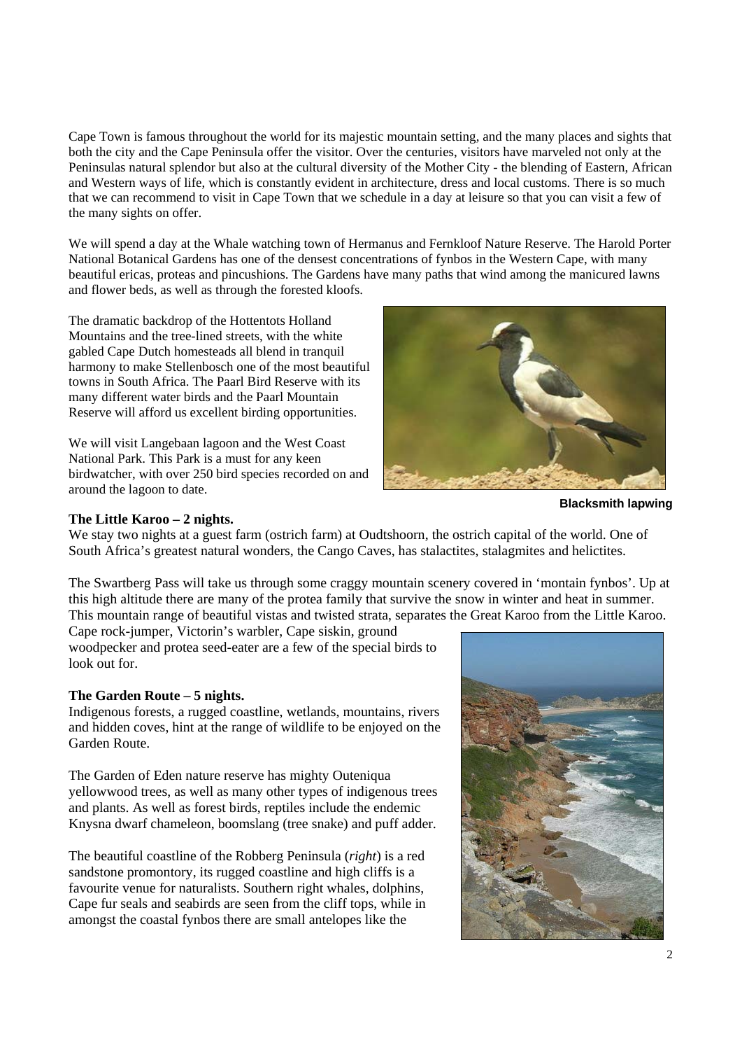Cape Town is famous throughout the world for its majestic mountain setting, and the many places and sights that both the city and the Cape Peninsula offer the visitor. Over the centuries, visitors have marveled not only at the Peninsulas natural splendor but also at the cultural diversity of the Mother City - the blending of Eastern, African and Western ways of life, which is constantly evident in architecture, dress and local customs. There is so much that we can recommend to visit in Cape Town that we schedule in a day at leisure so that you can visit a few of the many sights on offer.

We will spend a day at the Whale watching town of Hermanus and Fernkloof Nature Reserve. The Harold Porter National Botanical Gardens has one of the densest concentrations of fynbos in the Western Cape, with many beautiful ericas, proteas and pincushions. The Gardens have many paths that wind among the manicured lawns and flower beds, as well as through the forested kloofs.

The dramatic backdrop of the Hottentots Holland Mountains and the tree-lined streets, with the white gabled Cape Dutch homesteads all blend in tranquil harmony to make Stellenbosch one of the most beautiful towns in South Africa. The Paarl Bird Reserve with its many different water birds and the Paarl Mountain Reserve will afford us excellent birding opportunities.

We will visit Langebaan lagoon and the West Coast National Park. This Park is a must for any keen birdwatcher, with over 250 bird species recorded on and around the lagoon to date.

**Blacksmith lapwing**

**The Little Karoo – 2 nights.**

We stay two nights at a guest farm (ostrich farm) at Oudtshoorn, the ostrich capital of the world. One of South Africa's greatest natural wonders, the Cango Caves, has stalactites, stalagmites and helictites.

The Swartberg Pass will take us through some craggy mountain scenery covered in 'montain fynbos'. Up at this high altitude there are many of the protea family that survive the snow in winter and heat in summer. This mountain range of beautiful vistas and twisted strata, separates the Great Karoo from the Little Karoo. Cape rock-jumper, Victorin's warbler, Cape siskin, ground woodpecker and protea seed-eater are a few of the special birds to look out for.

**The Garden Route – 5 nights.**

Indigenous forests, a rugged coastline, wetlands, mountains, rivers and hidden coves, hint at the range of wildlife to be enjoyed on the Garden Route.

The Garden of Eden nature reserve has mighty Outeniqua yellowwood trees, as well as many other types of indigenous trees and plants. As well as forest birds, reptiles include the endemic Knysna dwarf chameleon, boomslang (tree snake) and puff adder.

The beautiful coastline of the Robberg Peninsula (*right*) is a red sandstone promontory, its rugged coastline and high cliffs is a favourite venue for naturalists. Southern right whales, dolphins, Cape fur seals and seabirds are seen from the cliff tops, while in amongst the coastal fynbos there are small antelopes like the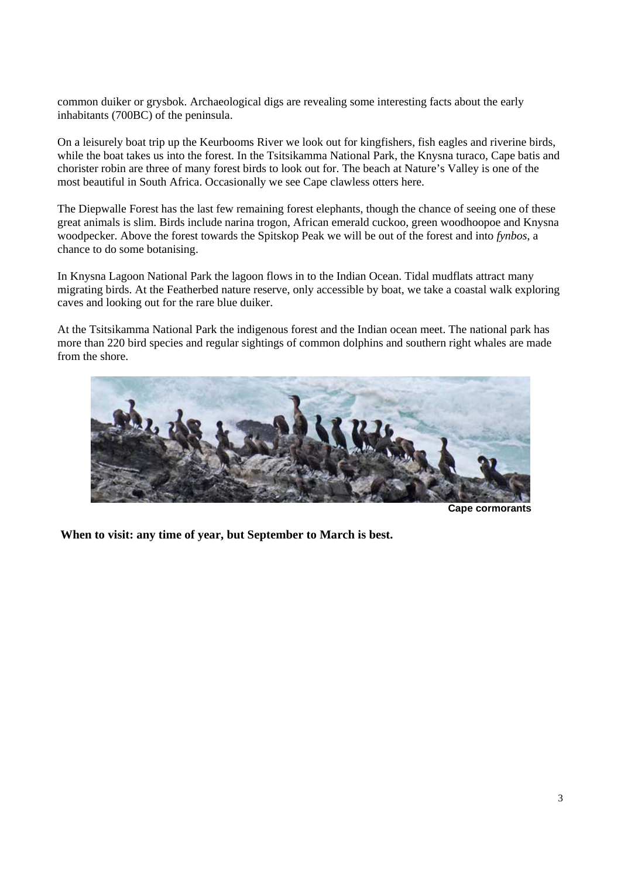common duiker or grysbok. Archaeological digs are revealing some interesting facts about the early inhabitants (700BC) of the peninsula.

On a leisurely boat trip up the Keurbooms River we look out for kingfishers, fish eagles and riverine birds, while the boat takes us into the forest. In the Tsitsikamma National Park, the Knysna turaco, Cape batis and chorister robin are three of many forest birds to look out for. The beach at Nature's Valley is one of the most beautiful in South Africa. Occasionally we see Cape clawless otters here.

The Diepwalle Forest has the last few remaining forest elephants, though the chance of seeing one of these great animals is slim. Birds include narina trogon, African emerald cuckoo, green woodhoopoe and Knysna woodpecker. Above the forest towards the Spitskop Peak we will be out of the forest and into *fynbos*, a chance to do some botanising.

In Knysna Lagoon National Park the lagoon flows in to the Indian Ocean. Tidal mudflats attract many migrating birds. At the Featherbed nature reserve, only accessible by boat, we take a coastal walk exploring caves and looking out for the rare blue duiker.

At the Tsitsikamma National Park the indigenous forest and the Indian ocean meet. The national park has more than 220 bird species and regular sightings of common dolphins and southern right whales are made from the shore.

**Cape cormorants**

**When to visit: any time of year, but September to March is best.**